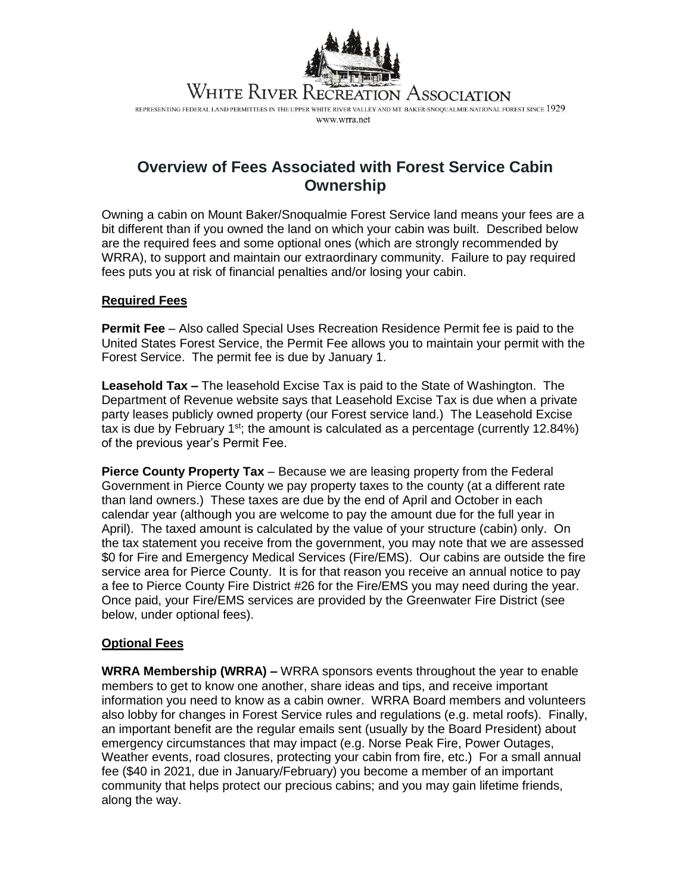WHITE RIVER RECREATION ASSOCIATION

REPRESENTING FEDERAL LAND PERMITTEES IN THE UPPER WHITE RIVER VALLEY AND MT. BAKER-SNOQUALMIE NATIONAL FOREST SINCE 1929.

www.wrra.net

# Overview of Fees Associated with Forest Service Cabin Ownership

Owning a cabin on Mount Baker/Snoqualmie Forest Service land means your fees are a bit different than if you owned the land on which your cabin was built. Described below are the required fees and some optional ones (which are strongly recommended by WRRA), to support and maintain our extraordinary community. Failure to pay required fees puts you at risk of financial penalties and/or losing your cabin.

## Required Fees

**Permit Fee** – Also called Special Uses Recreation Residence Permit fee is paid to the United States Forest Service, the Permit Fee allows you to maintain your permit with the Forest Service. The permit fee is due by January 1.

**Leasehold Tax –** The leasehold Excise Tax is paid to the State of Washington. The Department of Revenue website says that Leasehold Excise Tax is due when a private party leases publicly owned property (our Forest service land.) The Leasehold Excise tax is due by February 1st; the amount is calculated as a percentage (currently 12.84%) of the previous year's Permit Fee.

**Pierce County Property Tax** – Because we are leasing property from the Federal Government in Pierce County we pay property taxes to the county (at a different rate than land owners.) These taxes are due by the end of April and October in each calendar year (although you are welcome to pay the amount due for the full year in April). The taxed amount is calculated by the value of your structure (cabin) only. On the tax statement you receive from the government, you may note that we are assessed $0 for Fire and Emergency Medical Services (Fire/EMS). Our cabins are outside the fire service area for Pierce County. It is for that reason you receive an annual notice to pay a fee to Pierce County Fire District #26 for the Fire/EMS you may need during the year. Once paid, your Fire/EMS services are provided by the Greenwater Fire District (see below, under optional fees).

## Optional Fees

**WRRA Membership (WRRA) –** WRRA sponsors events throughout the year to enable members to get to know one another, share ideas and tips, and receive important information you need to know as a cabin owner. WRRA Board members and volunteers also lobby for changes in Forest Service rules and regulations (e.g. metal roofs). Finally, an important benefit are the regular emails sent (usually by the Board President) about emergency circumstances that may impact (e.g. Norse Peak Fire, Power Outages, Weather events, road closures, protecting your cabin from fire, etc.) For a small annual fee ($40 in 2021, due in January/February) you become a member of an important community that helps protect our precious cabins; and you may gain lifetime friends, along the way.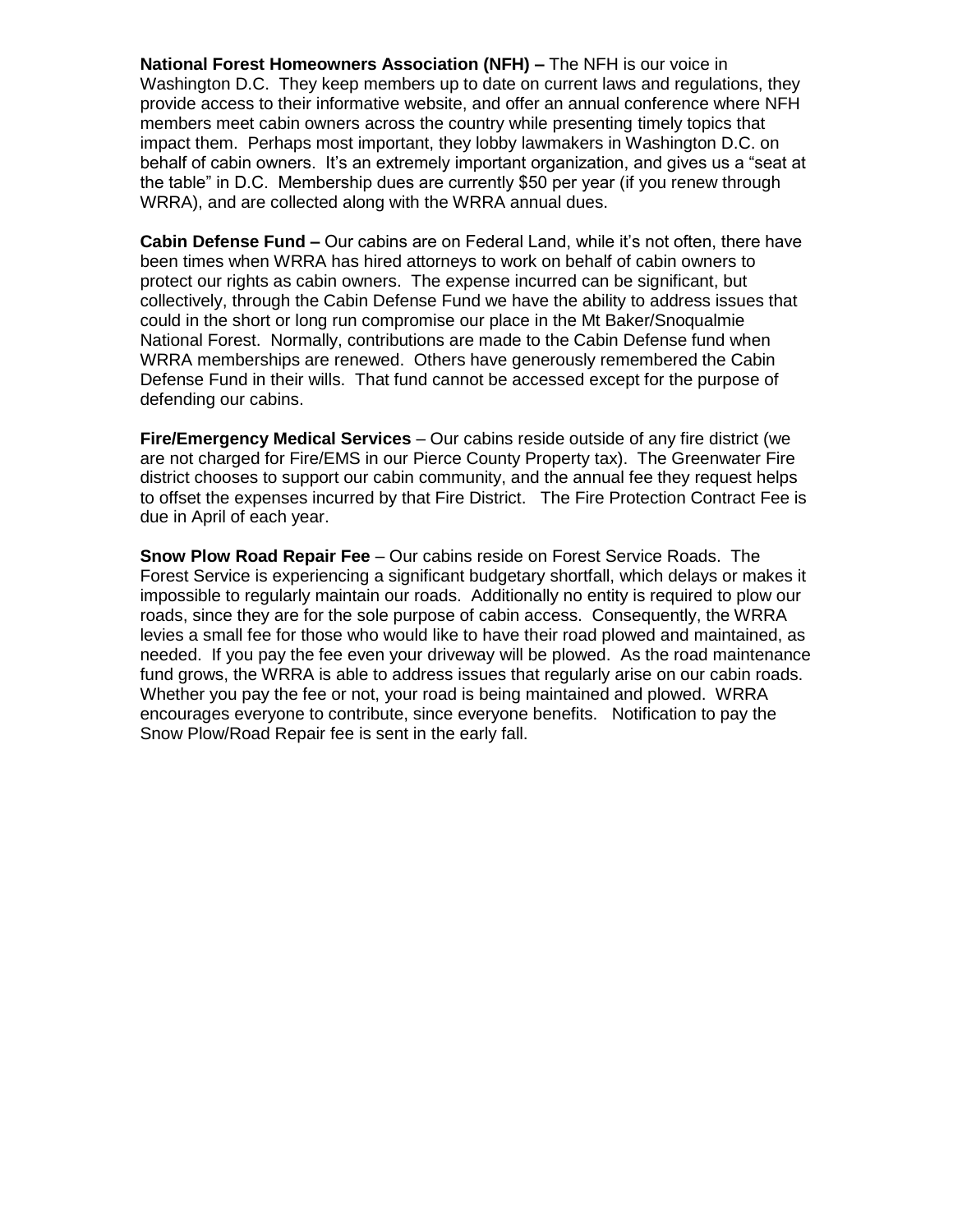**National Forest Homeowners Association (NFH) –** The NFH is our voice in Washington D.C. They keep members up to date on current laws and regulations, they provide access to their informative website, and offer an annual conference where NFH members meet cabin owners across the country while presenting timely topics that impact them. Perhaps most important, they lobby lawmakers in Washington D.C. on behalf of cabin owners. It's an extremely important organization, and gives us a "seat at the table" in D.C. Membership dues are currently $50 per year (if you renew through WRRA), and are collected along with the WRRA annual dues.

**Cabin Defense Fund –** Our cabins are on Federal Land, while it's not often, there have been times when WRRA has hired attorneys to work on behalf of cabin owners to protect our rights as cabin owners. The expense incurred can be significant, but collectively, through the Cabin Defense Fund we have the ability to address issues that could in the short or long run compromise our place in the Mt Baker/Snoqualmie National Forest. Normally, contributions are made to the Cabin Defense fund when WRRA memberships are renewed. Others have generously remembered the Cabin Defense Fund in their wills. That fund cannot be accessed except for the purpose of defending our cabins.

**Fire/Emergency Medical Services** – Our cabins reside outside of any fire district (we are not charged for Fire/EMS in our Pierce County Property tax). The Greenwater Fire district chooses to support our cabin community, and the annual fee they request helps to offset the expenses incurred by that Fire District. The Fire Protection Contract Fee is due in April of each year.

**Snow Plow Road Repair Fee** – Our cabins reside on Forest Service Roads. The Forest Service is experiencing a significant budgetary shortfall, which delays or makes it impossible to regularly maintain our roads. Additionally no entity is required to plow our roads, since they are for the sole purpose of cabin access. Consequently, the WRRA levies a small fee for those who would like to have their road plowed and maintained, as needed. If you pay the fee even your driveway will be plowed. As the road maintenance fund grows, the WRRA is able to address issues that regularly arise on our cabin roads. Whether you pay the fee or not, your road is being maintained and plowed. WRRA encourages everyone to contribute, since everyone benefits. Notification to pay the Snow Plow/Road Repair fee is sent in the early fall.